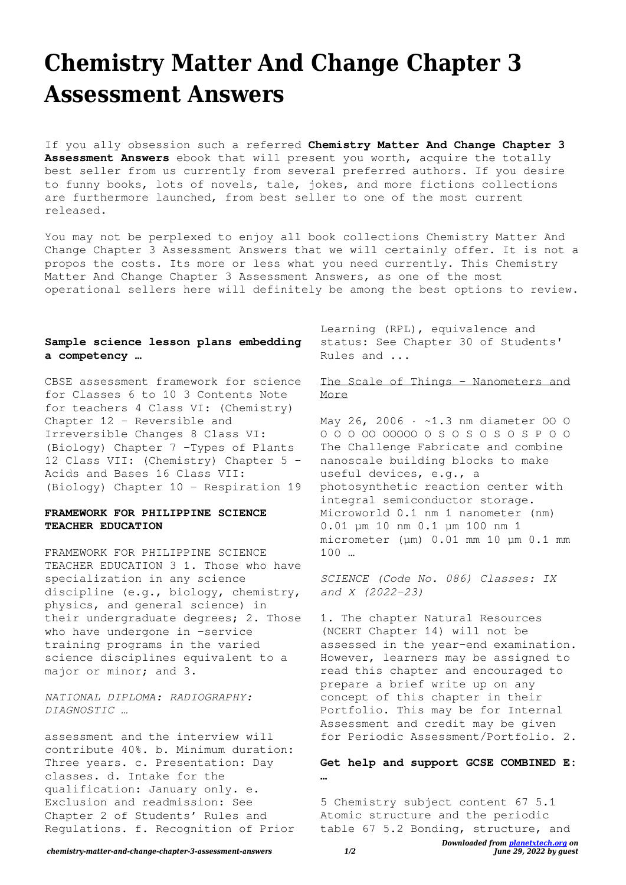# Chemistry Matter And Change Chapter 3 Assessment Answers

If you ally obsession such a referred **Chemistry Matter And Change Chapter 3 Assessment Answers** ebook that will present you worth, acquire the totally best seller from us currently from several preferred authors. If you desire to funny books, lots of novels, tale, jokes, and more fictions collections are furthermore launched, from best seller to one of the most current released.

You may not be perplexed to enjoy all book collections Chemistry Matter And Change Chapter 3 Assessment Answers that we will certainly offer. It is not a propos the costs. Its more or less what you need currently. This Chemistry Matter And Change Chapter 3 Assessment Answers, as one of the most operational sellers here will definitely be among the best options to review.

### Sample science lesson plans embedding a competency …

CBSE assessment framework for science for Classes 6 to 10 3 Contents Note for teachers 4 Class VI: (Chemistry) Chapter 12 – Reversible and Irreversible Changes 8 Class VI: (Biology) Chapter 7 –Types of Plants 12 Class VII: (Chemistry) Chapter 5 – Acids and Bases 16 Class VII: (Biology) Chapter 10 – Respiration 19

### FRAMEWORK FOR PHILIPPINE SCIENCE TEACHER EDUCATION

FRAMEWORK FOR PHILIPPINE SCIENCE TEACHER EDUCATION 3 1. Those who have specialization in any science discipline (e.g., biology, chemistry, physics, and general science) in their undergraduate degrees; 2. Those who have undergone in -service training programs in the varied science disciplines equivalent to a major or minor; and 3.

*NATIONAL DIPLOMA: RADIOGRAPHY: DIAGNOSTIC …*

assessment and the interview will contribute 40%. b. Minimum duration: Three years. c. Presentation: Day classes. d. Intake for the qualification: January only. e. Exclusion and readmission: See Chapter 2 of Students' Rules and Regulations. f. Recognition of Prior Learning (RPL), equivalence and status: See Chapter 30 of Students' Rules and ...

The Scale of Things - Nanometers and More

May 26, 2006 · ~1.3 nm diameter OO O O O O OO OOOOO O S O S O S O S P O O The Challenge Fabricate and combine nanoscale building blocks to make useful devices, e.g., a photosynthetic reaction center with integral semiconductor storage. Microworld 0.1 nm 1 nanometer (nm) 0.01 µm 10 nm 0.1 µm 100 nm 1 micrometer (µm) 0.01 mm 10 µm 0.1 mm 100 …

*SCIENCE (Code No. 086) Classes: IX and X (2022-23)*

1. The chapter Natural Resources (NCERT Chapter 14) will not be assessed in the year-end examination. However, learners may be assigned to read this chapter and encouraged to prepare a brief write up on any concept of this chapter in their Portfolio. This may be for Internal Assessment and credit may be given for Periodic Assessment/Portfolio. 2.

### Get help and support GCSE COMBINED E: …

5 Chemistry subject content 67 5.1 Atomic structure and the periodic table 67 5.2 Bonding, structure, and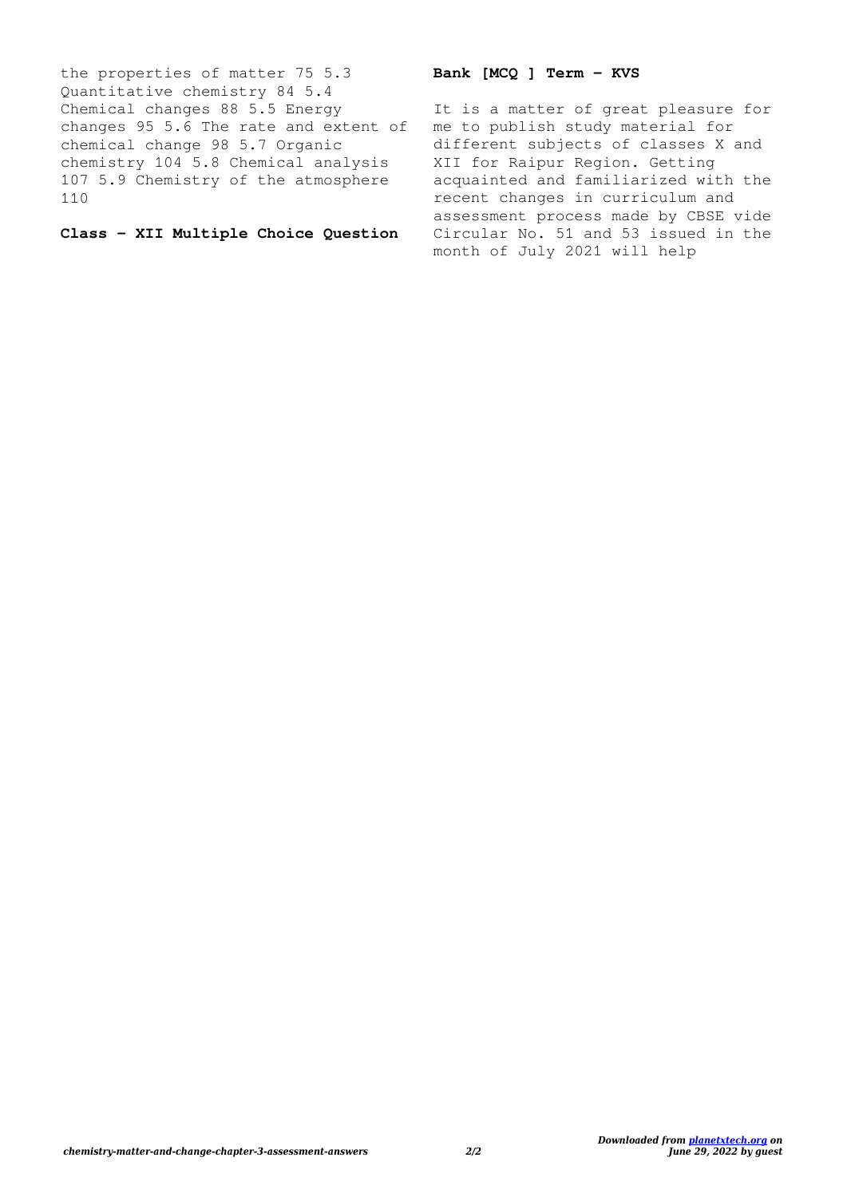the properties of matter 75 5.3 Quantitative chemistry 84 5.4 Chemical changes 88 5.5 Energy changes 95 5.6 The rate and extent of chemical change 98 5.7 Organic chemistry 104 5.8 Chemical analysis 107 5.9 Chemistry of the atmosphere 110

**Class – XII Multiple Choice Question Bank [MCQ ] Term – KVS**

It is a matter of great pleasure for me to publish study material for different subjects of classes X and XII for Raipur Region. Getting acquainted and familiarized with the recent changes in curriculum and assessment process made by CBSE vide Circular No. 51 and 53 issued in the month of July 2021 will help